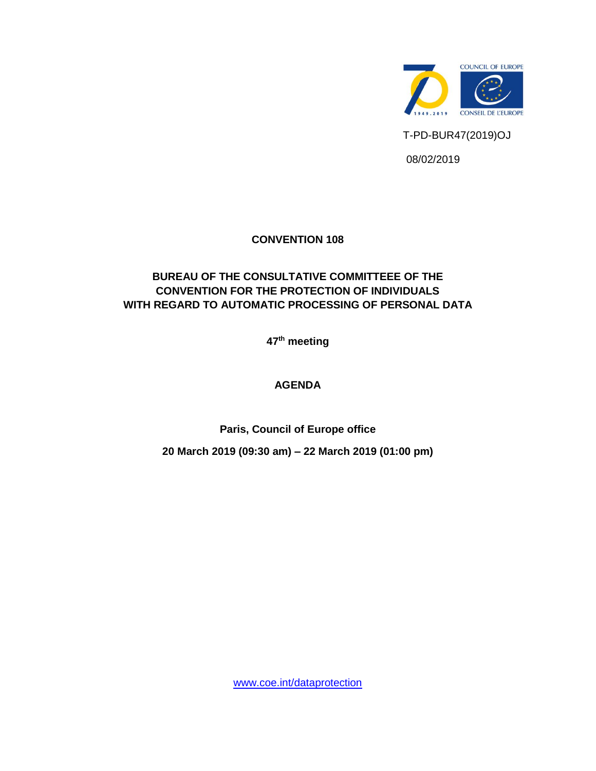COUNCIL OF EUROPE

CONSEIL DE L'EUROPE

T-PD-BUR47(2019)OJ

08/02/2019

**CONVENTION 108**

**BUREAU OF THE CONSULTATIVE COMMITTEEE OF THE CONVENTION FOR THE PROTECTION OF INDIVIDUALS WITH REGARD TO AUTOMATIC PROCESSING OF PERSONAL DATA**

**47th meeting**

# AGENDA

**Paris, Council of Europe office**

**20 March 2019 (09:30 am) – 22 March 2019 (01:00 pm)**

www.coe.int/dataprotection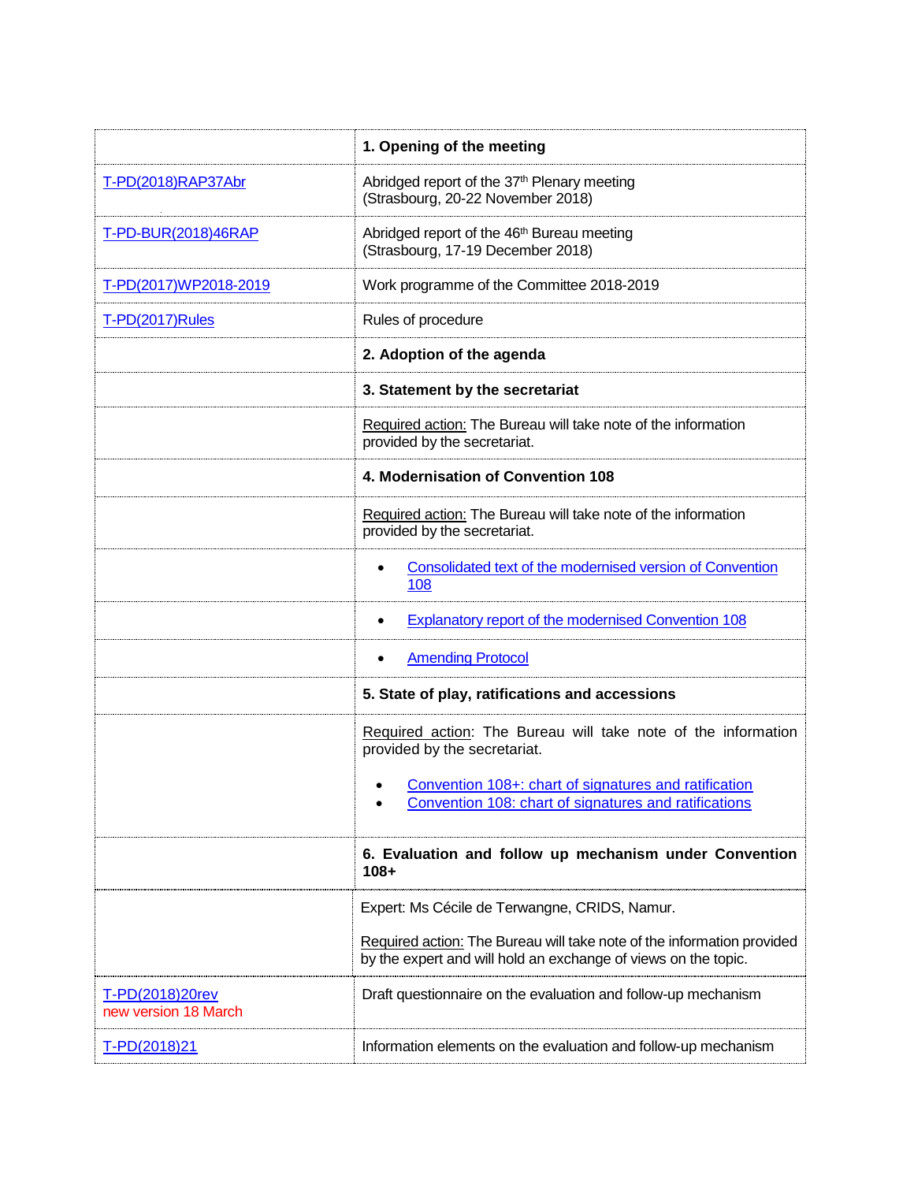| | **1. Opening of the meeting** |
|---|---|
| T-PD(2018)RAP37Abr | Abridged report of the 37th Plenary meeting (Strasbourg, 20-22 November 2018) |
| T-PD-BUR(2018)46RAP | Abridged report of the 46th Bureau meeting (Strasbourg, 17-19 December 2018) |
| T-PD(2017)WP2018-2019 | Work programme of the Committee 2018-2019 |
| T-PD(2017)Rules | Rules of procedure |
| | **2. Adoption of the agenda** |
| | **3. Statement by the secretariat** |
| | Required action: The Bureau will take note of the information provided by the secretariat. |
| | **4. Modernisation of Convention 108** |
| | Required action: The Bureau will take note of the information provided by the secretariat. |
| | • Consolidated text of the modernised version of Convention 108 |
| | • Explanatory report of the modernised Convention 108 |
| | • Amending Protocol |
| | **5. State of play, ratifications and accessions** |
| | Required action: The Bureau will take note of the information provided by the secretariat.<br>• Convention 108+: chart of signatures and ratification<br>• Convention 108: chart of signatures and ratifications |
| | **6. Evaluation and follow up mechanism under Convention 108+** |
| | Expert: Ms Cécile de Terwangne, CRIDS, Namur.<br>Required action: The Bureau will take note of the information provided by the expert and will hold an exchange of views on the topic. |
| T-PD(2018)20rev new version 18 March | Draft questionnaire on the evaluation and follow-up mechanism |
| T-PD(2018)21 | Information elements on the evaluation and follow-up mechanism |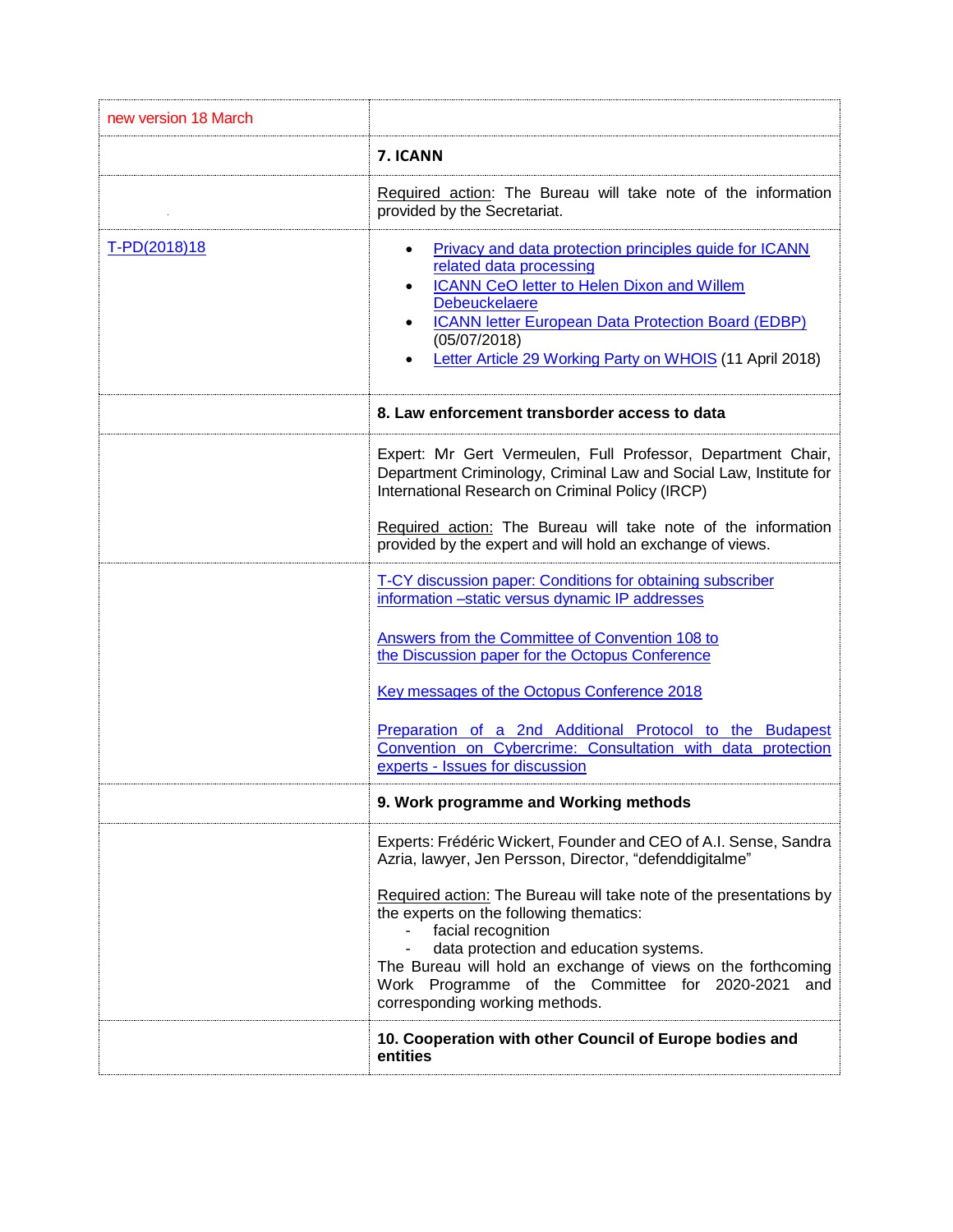| new version 18 March | |
|---|---|
| | **7. ICANN** |
| | Required action: The Bureau will take note of the information provided by the Secretariat. |
| T-PD(2018)18 | • Privacy and data protection principles guide for ICANN related data processing<br>• ICANN CeO letter to Helen Dixon and Willem Debeuckelaere<br>• ICANN letter European Data Protection Board (EDBP) (05/07/2018)<br>• Letter Article 29 Working Party on WHOIS (11 April 2018) |
| | **8. Law enforcement transborder access to data** |
| | Expert: Mr Gert Vermeulen, Full Professor, Department Chair, Department Criminology, Criminal Law and Social Law, Institute for International Research on Criminal Policy (IRCP)<br><br>Required action: The Bureau will take note of the information provided by the expert and will hold an exchange of views. |
| | T-CY discussion paper: Conditions for obtaining subscriber information –static versus dynamic IP addresses<br><br>Answers from the Committee of Convention 108 to the Discussion paper for the Octopus Conference<br><br>Key messages of the Octopus Conference 2018<br><br>Preparation of a 2nd Additional Protocol to the Budapest Convention on Cybercrime: Consultation with data protection experts - Issues for discussion |
| | **9. Work programme and Working methods** |
| | Experts: Frédéric Wickert, Founder and CEO of A.I. Sense, Sandra Azria, lawyer, Jen Persson, Director, “defenddigitalme”<br><br>Required action: The Bureau will take note of the presentations by the experts on the following thematics:<br>- facial recognition<br>- data protection and education systems.<br>The Bureau will hold an exchange of views on the forthcoming Work Programme of the Committee for 2020-2021 and corresponding working methods. |
| | **10. Cooperation with other Council of Europe bodies and entities** |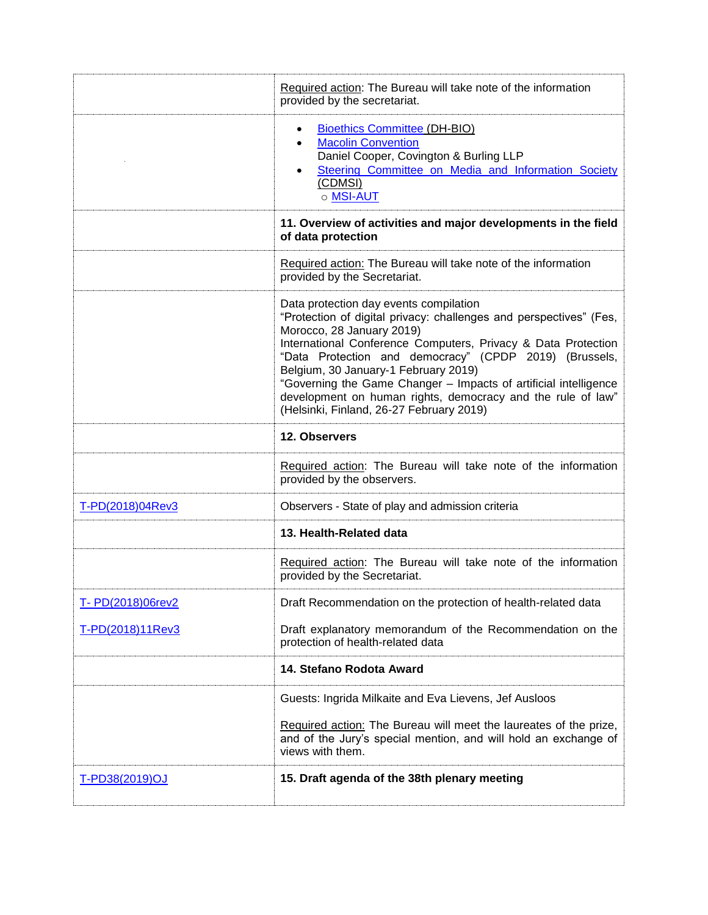| | |
|---|---|
| | Required action: The Bureau will take note of the information provided by the secretariat. |
| | • Bioethics Committee (DH-BIO)<br>• Macolin Convention<br>Daniel Cooper, Covington & Burling LLP<br>• Steering Committee on Media and Information Society (CDMSI)<br>○ MSI-AUT |
| | **11. Overview of activities and major developments in the field of data protection** |
| | Required action: The Bureau will take note of the information provided by the Secretariat. |
| | Data protection day events compilation<br>"Protection of digital privacy: challenges and perspectives" (Fes, Morocco, 28 January 2019)<br>International Conference Computers, Privacy & Data Protection "Data Protection and democracy" (CPDP 2019) (Brussels, Belgium, 30 January-1 February 2019)<br>"Governing the Game Changer – Impacts of artificial intelligence development on human rights, democracy and the rule of law" (Helsinki, Finland, 26-27 February 2019) |
| | **12. Observers** |
| | Required action: The Bureau will take note of the information provided by the observers. |
| T-PD(2018)04Rev3 | Observers - State of play and admission criteria |
| | **13. Health-Related data** |
| | Required action: The Bureau will take note of the information provided by the Secretariat. |
| T- PD(2018)06rev2<br><br>T-PD(2018)11Rev3 | Draft Recommendation on the protection of health-related data<br><br>Draft explanatory memorandum of the Recommendation on the protection of health-related data |
| | **14. Stefano Rodota Award** |
| | Guests: Ingrida Milkaite and Eva Lievens, Jef Ausloos<br><br>Required action: The Bureau will meet the laureates of the prize, and of the Jury's special mention, and will hold an exchange of views with them. |
| T-PD38(2019)OJ | **15. Draft agenda of the 38th plenary meeting** |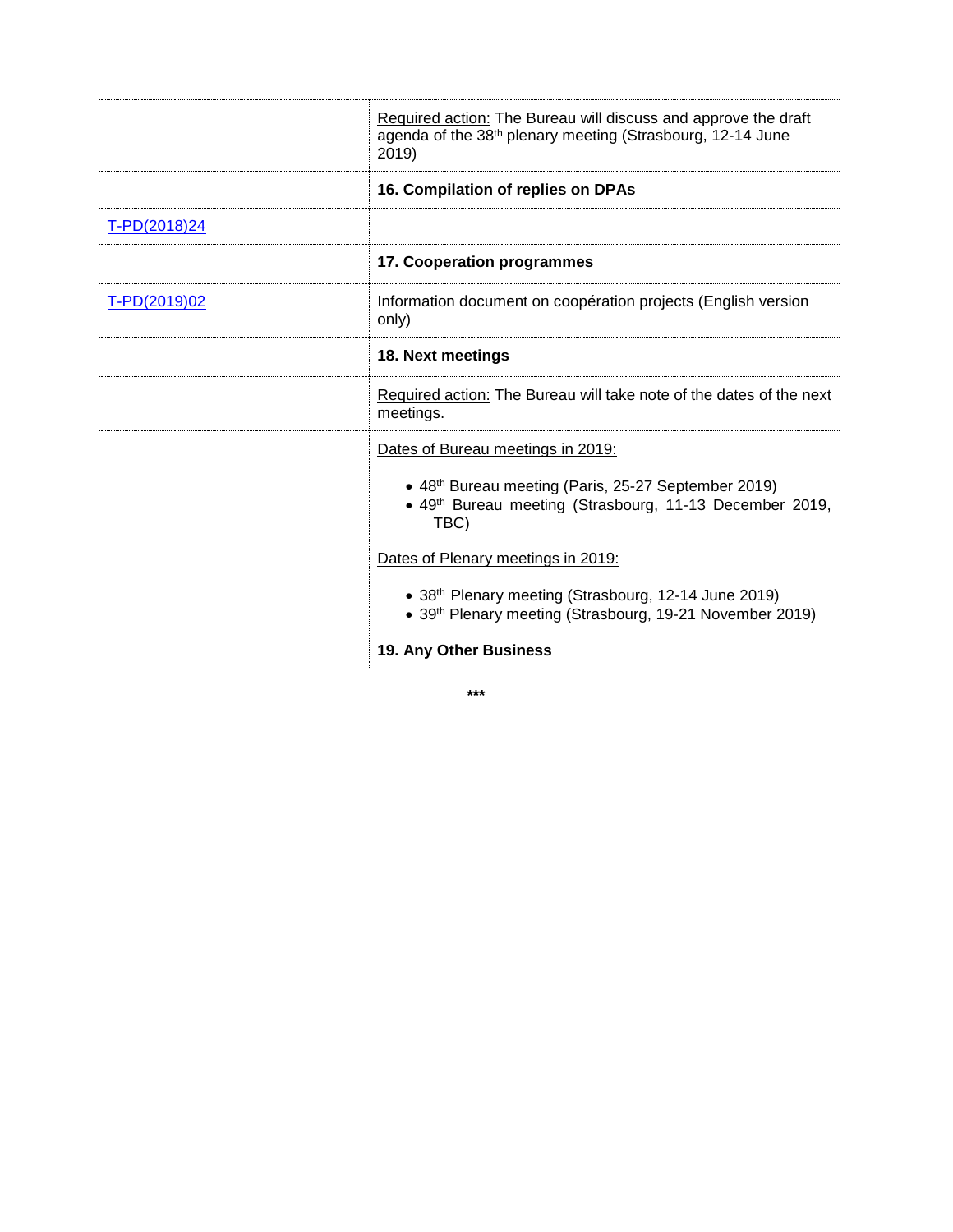| | |
|---|---|
| | Required action: The Bureau will discuss and approve the draft agenda of the 38th plenary meeting (Strasbourg, 12-14 June 2019) |
| | **16. Compilation of replies on DPAs** |
| T-PD(2018)24 | |
| | **17. Cooperation programmes** |
| T-PD(2019)02 | Information document on coopération projects (English version only) |
| | **18. Next meetings** |
| | Required action: The Bureau will take note of the dates of the next meetings. |
| | Dates of Bureau meetings in 2019:<br>• 48th Bureau meeting (Paris, 25-27 September 2019)<br>• 49th Bureau meeting (Strasbourg, 11-13 December 2019, TBC)<br><br>Dates of Plenary meetings in 2019:<br>• 38th Plenary meeting (Strasbourg, 12-14 June 2019)<br>• 39th Plenary meeting (Strasbourg, 19-21 November 2019) |
| | **19. Any Other Business** |

***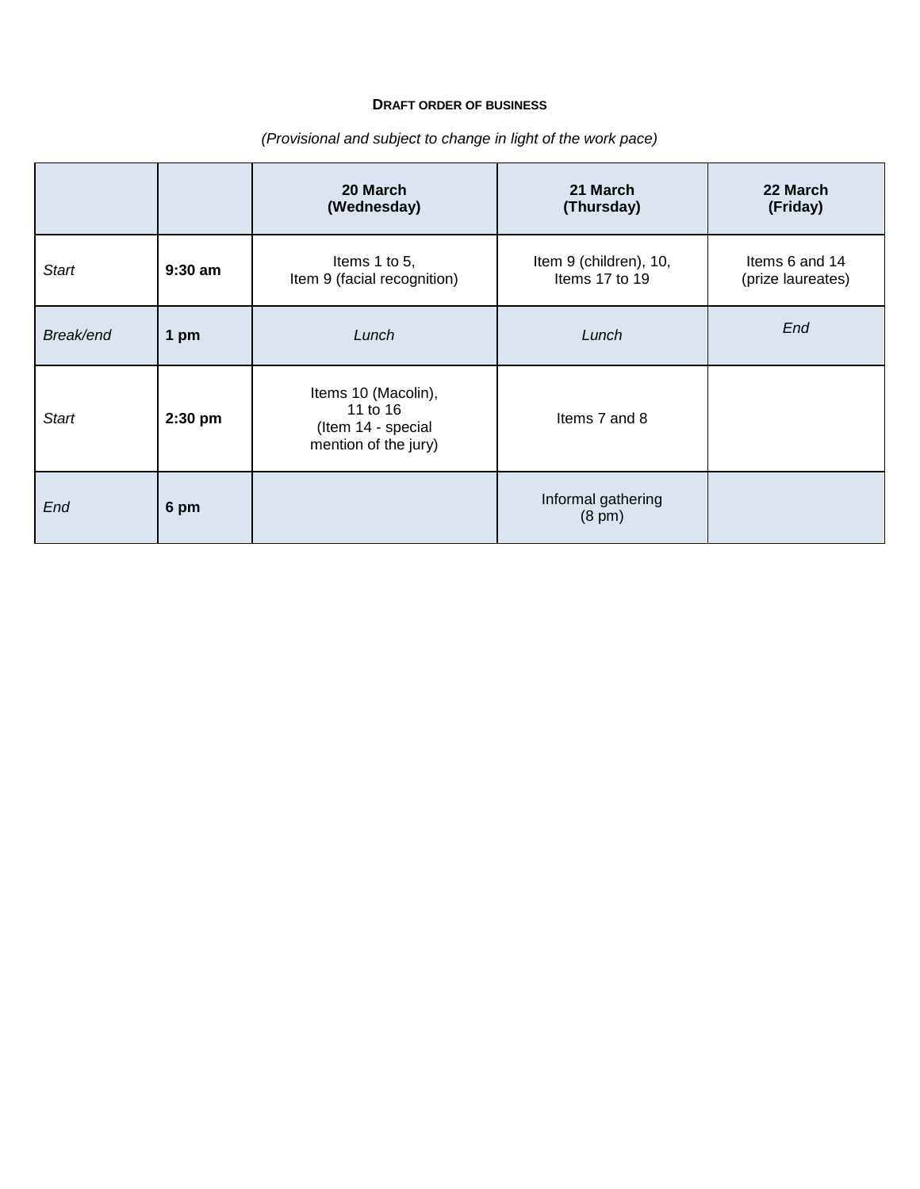### DRAFT ORDER OF BUSINESS

*(Provisional and subject to change in light of the work pace)*

| | | 20 March (Wednesday) | 21 March (Thursday) | 22 March (Friday) |
|---|---|---|---|---|
| *Start* | **9:30 am** | Items 1 to 5, Item 9 (facial recognition) | Item 9 (children), 10, Items 17 to 19 | Items 6 and 14 (prize laureates) |
| *Break/end* | **1 pm** | *Lunch* | *Lunch* | *End* |
| *Start* | **2:30 pm** | Items 10 (Macolin), 11 to 16 (Item 14 - special mention of the jury) | Items 7 and 8 | |
| *End* | **6 pm** | | Informal gathering (8 pm) | |